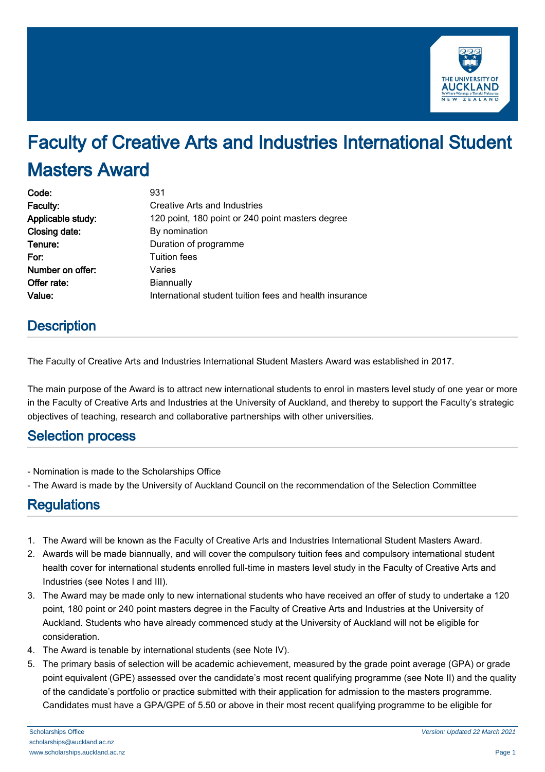# Faculty of Creative Arts and Industries International Student Masters Award

| | |
|---|---|
| **Code:** | 931 |
| **Faculty:** | Creative Arts and Industries |
| **Applicable study:** | 120 point, 180 point or 240 point masters degree |
| **Closing date:** | By nomination |
| **Tenure:** | Duration of programme |
| **For:** | Tuition fees |
| **Number on offer:** | Varies |
| **Offer rate:** | Biannually |
| **Value:** | International student tuition fees and health insurance |

## Description

The Faculty of Creative Arts and Industries International Student Masters Award was established in 2017.

The main purpose of the Award is to attract new international students to enrol in masters level study of one year or more in the Faculty of Creative Arts and Industries at the University of Auckland, and thereby to support the Faculty's strategic objectives of teaching, research and collaborative partnerships with other universities.

## Selection process

- Nomination is made to the Scholarships Office
- The Award is made by the University of Auckland Council on the recommendation of the Selection Committee

## Regulations

1. The Award will be known as the Faculty of Creative Arts and Industries International Student Masters Award.
2. Awards will be made biannually, and will cover the compulsory tuition fees and compulsory international student health cover for international students enrolled full-time in masters level study in the Faculty of Creative Arts and Industries (see Notes I and III).
3. The Award may be made only to new international students who have received an offer of study to undertake a 120 point, 180 point or 240 point masters degree in the Faculty of Creative Arts and Industries at the University of Auckland. Students who have already commenced study at the University of Auckland will not be eligible for consideration.
4. The Award is tenable by international students (see Note IV).
5. The primary basis of selection will be academic achievement, measured by the grade point average (GPA) or grade point equivalent (GPE) assessed over the candidate's most recent qualifying programme (see Note II) and the quality of the candidate's portfolio or practice submitted with their application for admission to the masters programme. Candidates must have a GPA/GPE of 5.50 or above in their most recent qualifying programme to be eligible for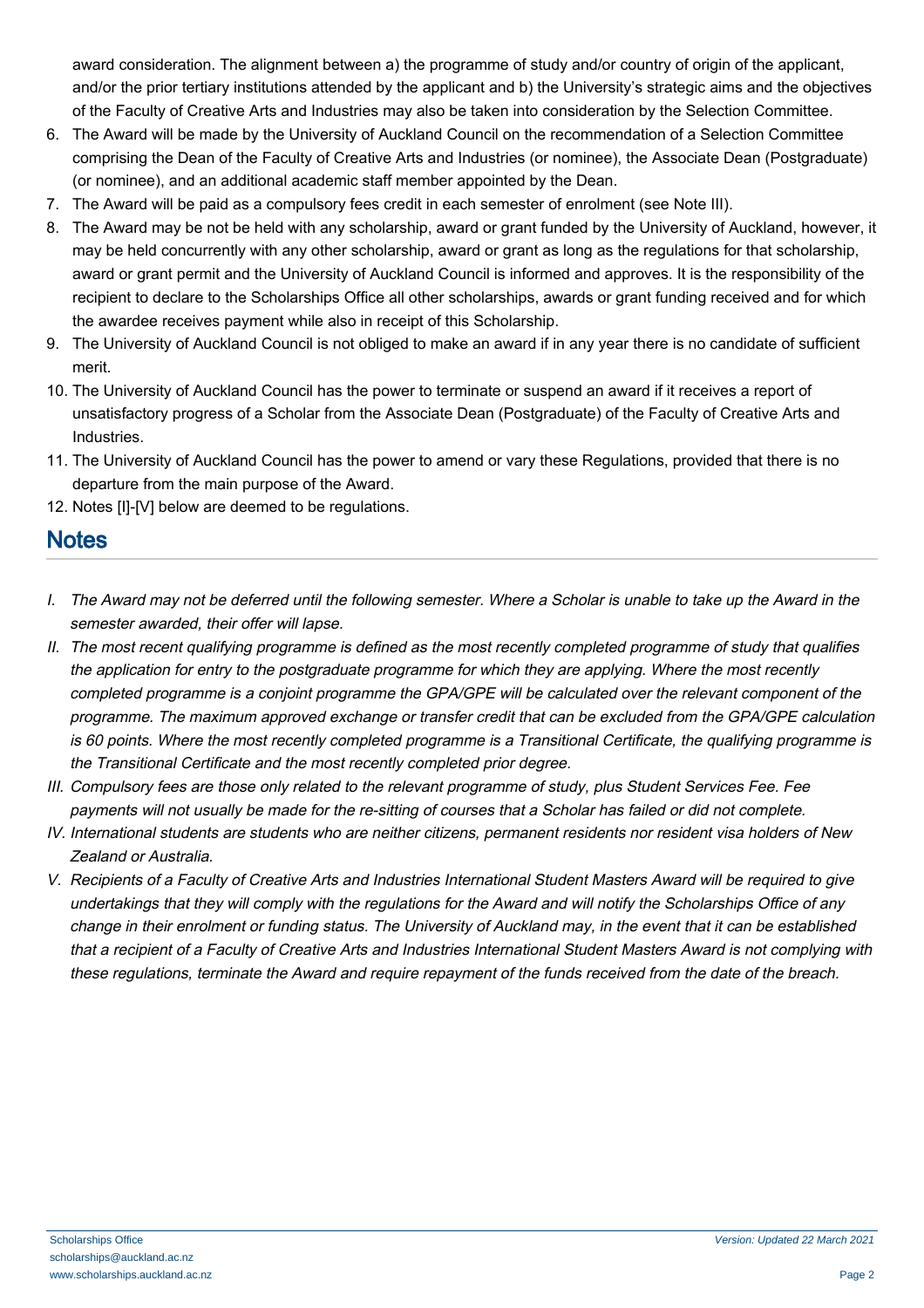award consideration. The alignment between a) the programme of study and/or country of origin of the applicant, and/or the prior tertiary institutions attended by the applicant and b) the University's strategic aims and the objectives of the Faculty of Creative Arts and Industries may also be taken into consideration by the Selection Committee.

6. The Award will be made by the University of Auckland Council on the recommendation of a Selection Committee comprising the Dean of the Faculty of Creative Arts and Industries (or nominee), the Associate Dean (Postgraduate) (or nominee), and an additional academic staff member appointed by the Dean.
7. The Award will be paid as a compulsory fees credit in each semester of enrolment (see Note III).
8. The Award may be not be held with any scholarship, award or grant funded by the University of Auckland, however, it may be held concurrently with any other scholarship, award or grant as long as the regulations for that scholarship, award or grant permit and the University of Auckland Council is informed and approves. It is the responsibility of the recipient to declare to the Scholarships Office all other scholarships, awards or grant funding received and for which the awardee receives payment while also in receipt of this Scholarship.
9. The University of Auckland Council is not obliged to make an award if in any year there is no candidate of sufficient merit.
10. The University of Auckland Council has the power to terminate or suspend an award if it receives a report of unsatisfactory progress of a Scholar from the Associate Dean (Postgraduate) of the Faculty of Creative Arts and Industries.
11. The University of Auckland Council has the power to amend or vary these Regulations, provided that there is no departure from the main purpose of the Award.
12. Notes [I]-[V] below are deemed to be regulations.

## Notes

*I. The Award may not be deferred until the following semester. Where a Scholar is unable to take up the Award in the semester awarded, their offer will lapse.*

*II. The most recent qualifying programme is defined as the most recently completed programme of study that qualifies the application for entry to the postgraduate programme for which they are applying. Where the most recently completed programme is a conjoint programme the GPA/GPE will be calculated over the relevant component of the programme. The maximum approved exchange or transfer credit that can be excluded from the GPA/GPE calculation is 60 points. Where the most recently completed programme is a Transitional Certificate, the qualifying programme is the Transitional Certificate and the most recently completed prior degree.*

*III. Compulsory fees are those only related to the relevant programme of study, plus Student Services Fee. Fee payments will not usually be made for the re-sitting of courses that a Scholar has failed or did not complete.*

*IV. International students are students who are neither citizens, permanent residents nor resident visa holders of New Zealand or Australia.*

*V. Recipients of a Faculty of Creative Arts and Industries International Student Masters Award will be required to give undertakings that they will comply with the regulations for the Award and will notify the Scholarships Office of any change in their enrolment or funding status. The University of Auckland may, in the event that it can be established that a recipient of a Faculty of Creative Arts and Industries International Student Masters Award is not complying with these regulations, terminate the Award and require repayment of the funds received from the date of the breach.*